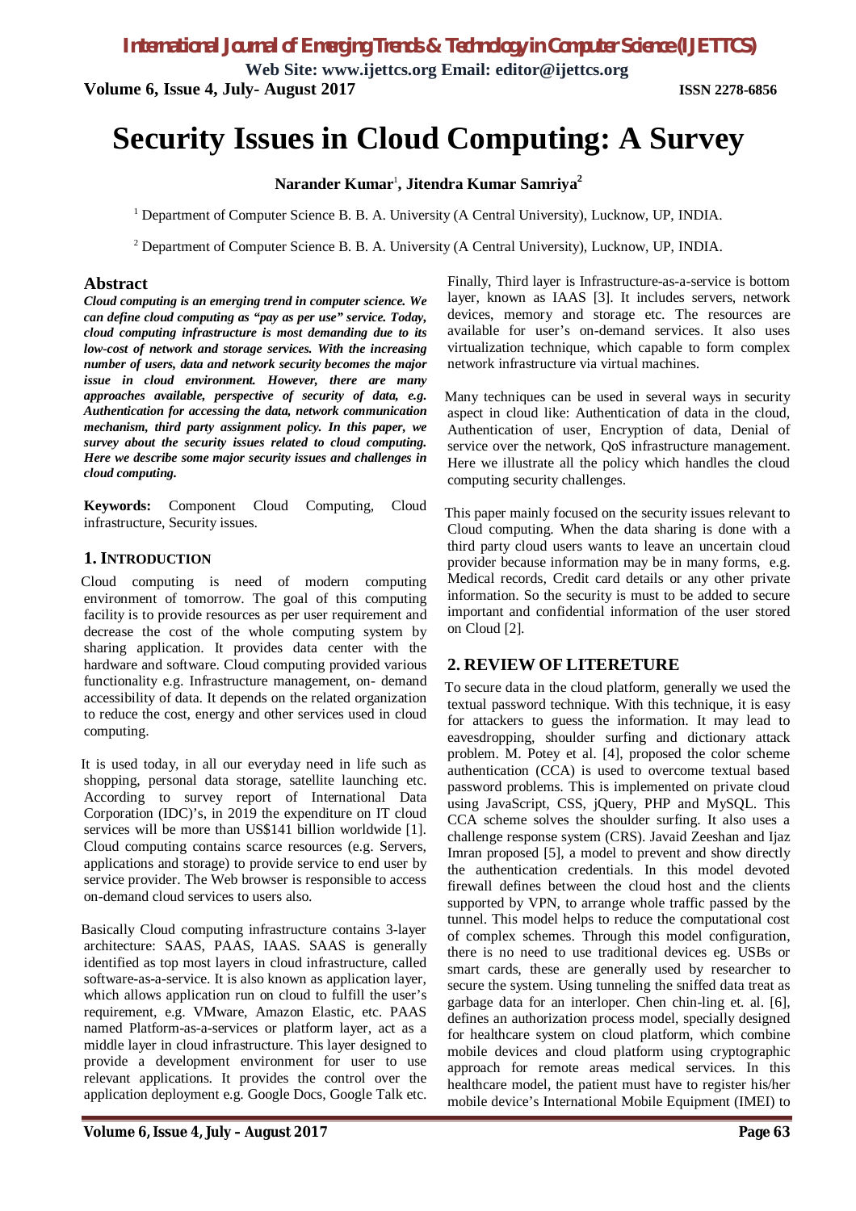# Security Issues in Cloud Computing: A Survey

**Narander Kumar**[1], **Jitendra Kumar Samriya**[2]

[1] Department of Computer Science B. B. A. University (A Central University), Lucknow, UP, INDIA.

[2] Department of Computer Science B. B. A. University (A Central University), Lucknow, UP, INDIA.

## Abstract

***Cloud computing is an emerging trend in computer science. We can define cloud computing as "pay as per use" service. Today, cloud computing infrastructure is most demanding due to its low-cost of network and storage services. With the increasing number of users, data and network security becomes the major issue in cloud environment. However, there are many approaches available, perspective of security of data, e.g. Authentication for accessing the data, network communication mechanism, third party assignment policy. In this paper, we survey about the security issues related to cloud computing. Here we describe some major security issues and challenges in cloud computing.***

**Keywords:** Component Cloud Computing, Cloud infrastructure, Security issues.

## 1. INTRODUCTION

Cloud computing is need of modern computing environment of tomorrow. The goal of this computing facility is to provide resources as per user requirement and decrease the cost of the whole computing system by sharing application. It provides data center with the hardware and software. Cloud computing provided various functionality e.g. Infrastructure management, on- demand accessibility of data. It depends on the related organization to reduce the cost, energy and other services used in cloud computing.

It is used today, in all our everyday need in life such as shopping, personal data storage, satellite launching etc. According to survey report of International Data Corporation (IDC)'s, in 2019 the expenditure on IT cloud services will be more than US$141 billion worldwide [1]. Cloud computing contains scarce resources (e.g. Servers, applications and storage) to provide service to end user by service provider. The Web browser is responsible to access on-demand cloud services to users also.

Basically Cloud computing infrastructure contains 3-layer architecture: SAAS, PAAS, IAAS. SAAS is generally identified as top most layers in cloud infrastructure, called software-as-a-service. It is also known as application layer, which allows application run on cloud to fulfill the user's requirement, e.g. VMware, Amazon Elastic, etc. PAAS named Platform-as-a-services or platform layer, act as a middle layer in cloud infrastructure. This layer designed to provide a development environment for user to use relevant applications. It provides the control over the application deployment e.g. Google Docs, Google Talk etc. Finally, Third layer is Infrastructure-as-a-service is bottom layer, known as IAAS [3]. It includes servers, network devices, memory and storage etc. The resources are available for user's on-demand services. It also uses virtualization technique, which capable to form complex network infrastructure via virtual machines.

Many techniques can be used in several ways in security aspect in cloud like: Authentication of data in the cloud, Authentication of user, Encryption of data, Denial of service over the network, QoS infrastructure management. Here we illustrate all the policy which handles the cloud computing security challenges.

This paper mainly focused on the security issues relevant to Cloud computing. When the data sharing is done with a third party cloud users wants to leave an uncertain cloud provider because information may be in many forms, e.g. Medical records, Credit card details or any other private information. So the security is must to be added to secure important and confidential information of the user stored on Cloud [2].

## 2. REVIEW OF LITERETURE

To secure data in the cloud platform, generally we used the textual password technique. With this technique, it is easy for attackers to guess the information. It may lead to eavesdropping, shoulder surfing and dictionary attack problem. M. Potey et al. [4], proposed the color scheme authentication (CCA) is used to overcome textual based password problems. This is implemented on private cloud using JavaScript, CSS, jQuery, PHP and MySQL. This CCA scheme solves the shoulder surfing. It also uses a challenge response system (CRS). Javaid Zeeshan and Ijaz Imran proposed [5], a model to prevent and show directly the authentication credentials. In this model devoted firewall defines between the cloud host and the clients supported by VPN, to arrange whole traffic passed by the tunnel. This model helps to reduce the computational cost of complex schemes. Through this model configuration, there is no need to use traditional devices eg. USBs or smart cards, these are generally used by researcher to secure the system. Using tunneling the sniffed data treat as garbage data for an interloper. Chen chin-ling et. al. [6], defines an authorization process model, specially designed for healthcare system on cloud platform, which combine mobile devices and cloud platform using cryptographic approach for remote areas medical services. In this healthcare model, the patient must have to register his/her mobile device's International Mobile Equipment (IMEI) to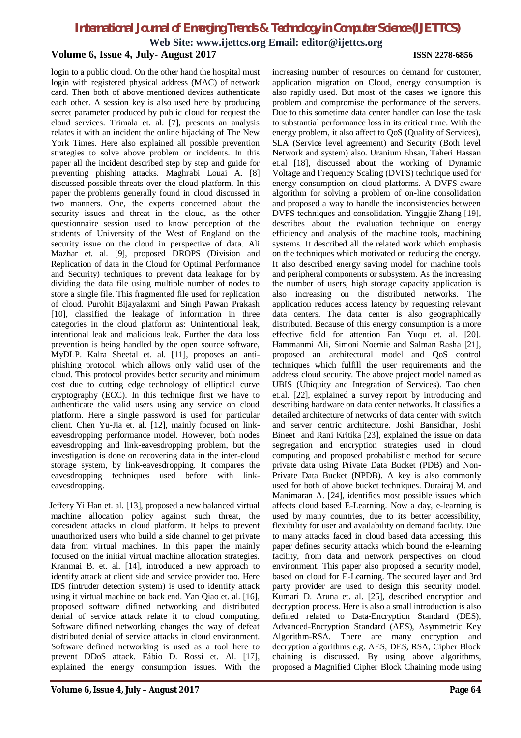login to a public cloud. On the other hand the hospital must login with registered physical address (MAC) of network card. Then both of above mentioned devices authenticate each other. A session key is also used here by producing secret parameter produced by public cloud for request the cloud services. Trimala et. al. [7], presents an analysis relates it with an incident the online hijacking of The New York Times. Here also explained all possible prevention strategies to solve above problem or incidents. In this paper all the incident described step by step and guide for preventing phishing attacks. Maghrabi Louai A. [8] discussed possible threats over the cloud platform. In this paper the problems generally found in cloud discussed in two manners. One, the experts concerned about the security issues and threat in the cloud, as the other questionnaire session used to know perception of the students of University of the West of England on the security issue on the cloud in perspective of data. Ali Mazhar et. al. [9], proposed DROPS (Division and Replication of data in the Cloud for Optimal Performance and Security) techniques to prevent data leakage for by dividing the data file using multiple number of nodes to store a single file. This fragmented file used for replication of cloud. Purohit Bijayalaxmi and Singh Pawan Prakash [10], classified the leakage of information in three categories in the cloud platform as: Unintentional leak, intentional leak and malicious leak. Further the data loss prevention is being handled by the open source software, MyDLP. Kalra Sheetal et. al. [11], proposes an anti-phishing protocol, which allows only valid user of the cloud. This protocol provides better security and minimum cost due to cutting edge technology of elliptical curve cryptography (ECC). In this technique first we have to authenticate the valid users using any service on cloud platform. Here a single password is used for particular client. Chen Yu-Jia et. al. [12], mainly focused on link-eavesdropping performance model. However, both nodes eavesdropping and link-eavesdropping problem, but the investigation is done on recovering data in the inter-cloud storage system, by link-eavesdropping. It compares the eavesdropping techniques used before with link-eavesdropping.

Jeffery Yi Han et. al. [13], proposed a new balanced virtual machine allocation policy against such threat, the coresident attacks in cloud platform. It helps to prevent unauthorized users who build a side channel to get private data from virtual machines. In this paper the mainly focused on the initial virtual machine allocation strategies. Kranmai B. et. al. [14], introduced a new approach to identify attack at client side and service provider too. Here IDS (intruder detection system) is used to identify attack using it virtual machine on back end. Yan Qiao et. al. [16], proposed software difined networking and distributed denial of service attack relate it to cloud computing. Software difined networking changes the way of defeat distributed denial of service attacks in cloud environment. Software defined networking is used as a tool here to prevent DDoS attack. Fábio D. Rossi et. Al. [17], explained the energy consumption issues. With the increasing number of resources on demand for customer, application migration on Cloud, energy consumption is also rapidly used. But most of the cases we ignore this problem and compromise the performance of the servers. Due to this sometime data center handler can lose the task to substantial performance loss in its critical time. With the energy problem, it also affect to QoS (Quality of Services), SLA (Service level agreement) and Security (Both level Network and system) also. Uranium Ehsan, Taheri Hassan et.al [18], discussed about the working of Dynamic Voltage and Frequency Scaling (DVFS) technique used for energy consumption on cloud platforms. A DVFS-aware algorithm for solving a problem of on-line consolidation and proposed a way to handle the inconsistencies between DVFS techniques and consolidation. Yinggjie Zhang [19], describes about the evaluation technique on energy efficiency and analysis of the machine tools, machining systems. It described all the related work which emphasis on the techniques which motivated on reducing the energy. It also described energy saving model for machine tools and peripheral components or subsystem. As the increasing the number of users, high storage capacity application is also increasing on the distributed networks. The application reduces access latency by requesting relevant data centers. The data center is also geographically distributed. Because of this energy consumption is a more effective field for attention Fan Yuqu et. al. [20]. Hammanmi Ali, Simoni Noemie and Salman Rasha [21], proposed an architectural model and QoS control techniques which fulfill the user requirements and the address cloud security. The above project model named as UBIS (Ubiquity and Integration of Services). Tao chen et.al. [22], explained a survey report by introducing and describing hardware on data center networks. It classifies a detailed architecture of networks of data center with switch and server centric architecture. Joshi Bansidhar, Joshi Bineet and Rani Kritika [23], explained the issue on data segregation and encryption strategies used in cloud computing and proposed probabilistic method for secure private data using Private Data Bucket (PDB) and Non-Private Data Bucket (NPDB). A key is also commonly used for both of above bucket techniques. Durairaj M. and Manimaran A. [24], identifies most possible issues which affects cloud based E-Learning. Now a day, e-learning is used by many countries, due to its better accessibility, flexibility for user and availability on demand facility. Due to many attacks faced in cloud based data accessing, this paper defines security attacks which bound the e-learning facility, from data and network perspectives on cloud environment. This paper also proposed a security model, based on cloud for E-Learning. The secured layer and 3rd party provider are used to design this security model. Kumari D. Aruna et. al. [25], described encryption and decryption process. Here is also a small introduction is also defined related to Data-Encryption Standard (DES), Advanced-Encryption Standard (AES), Asymmetric Key Algorithm-RSA. There are many encryption and decryption algorithms e.g. AES, DES, RSA, Cipher Block chaining is discussed. By using above algorithms, proposed a Magnified Cipher Block Chaining mode using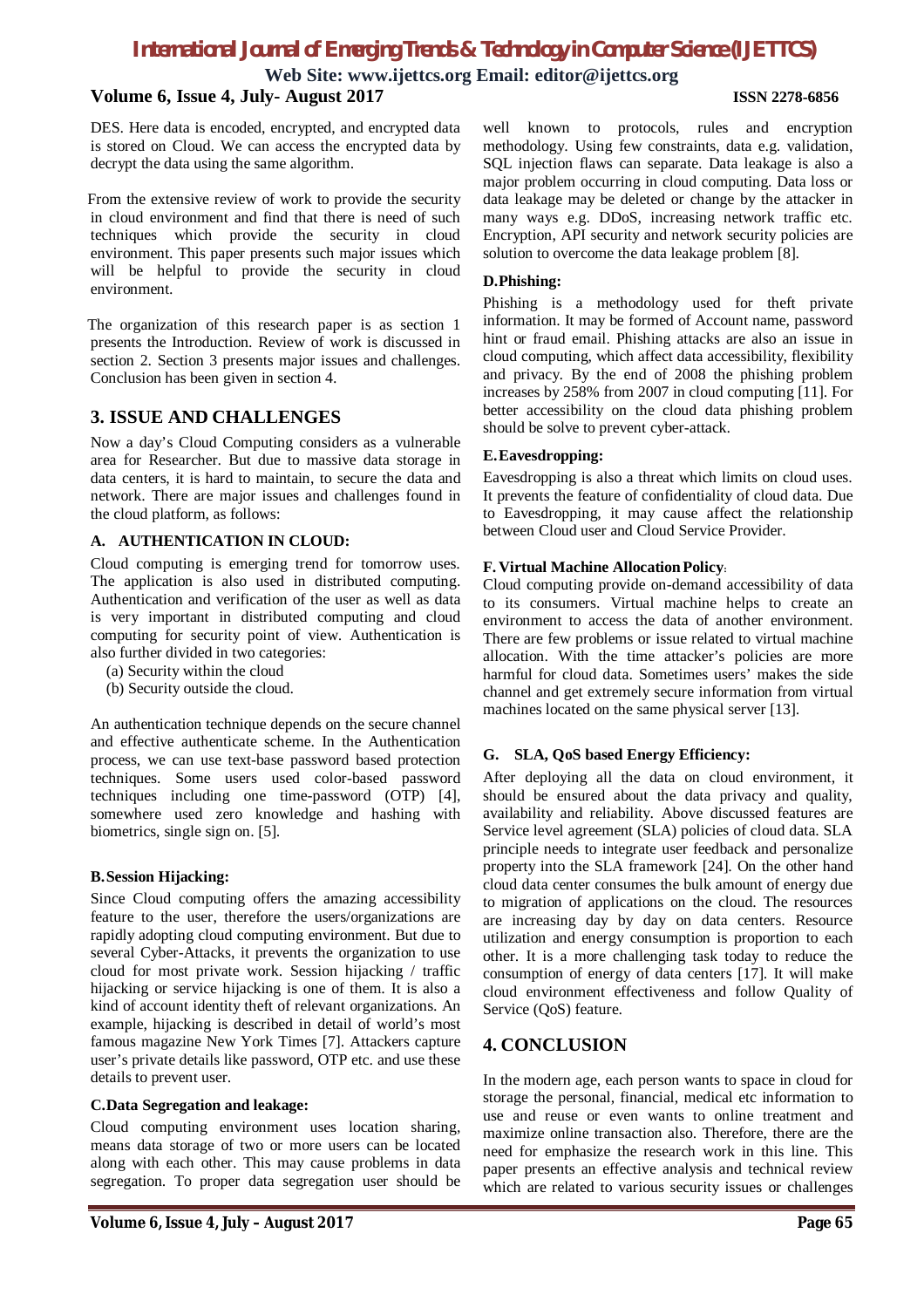DES. Here data is encoded, encrypted, and encrypted data is stored on Cloud. We can access the encrypted data by decrypt the data using the same algorithm.

From the extensive review of work to provide the security in cloud environment and find that there is need of such techniques which provide the security in cloud environment. This paper presents such major issues which will be helpful to provide the security in cloud environment.

The organization of this research paper is as section 1 presents the Introduction. Review of work is discussed in section 2. Section 3 presents major issues and challenges. Conclusion has been given in section 4.

## 3. ISSUE AND CHALLENGES

Now a day's Cloud Computing considers as a vulnerable area for Researcher. But due to massive data storage in data centers, it is hard to maintain, to secure the data and network. There are major issues and challenges found in the cloud platform, as follows:

### A. AUTHENTICATION IN CLOUD:

Cloud computing is emerging trend for tomorrow uses. The application is also used in distributed computing. Authentication and verification of the user as well as data is very important in distributed computing and cloud computing for security point of view. Authentication is also further divided in two categories:

(a) Security within the cloud
(b) Security outside the cloud.

An authentication technique depends on the secure channel and effective authenticate scheme. In the Authentication process, we can use text-base password based protection techniques. Some users used color-based password techniques including one time-password (OTP) [4], somewhere used zero knowledge and hashing with biometrics, single sign on. [5].

### B. Session Hijacking:

Since Cloud computing offers the amazing accessibility feature to the user, therefore the users/organizations are rapidly adopting cloud computing environment. But due to several Cyber-Attacks, it prevents the organization to use cloud for most private work. Session hijacking / traffic hijacking or service hijacking is one of them. It is also a kind of account identity theft of relevant organizations. An example, hijacking is described in detail of world's most famous magazine New York Times [7]. Attackers capture user's private details like password, OTP etc. and use these details to prevent user.

### C. Data Segregation and leakage:

Cloud computing environment uses location sharing, means data storage of two or more users can be located along with each other. This may cause problems in data segregation. To proper data segregation user should be well known to protocols, rules and encryption methodology. Using few constraints, data e.g. validation, SQL injection flaws can separate. Data leakage is also a major problem occurring in cloud computing. Data loss or data leakage may be deleted or change by the attacker in many ways e.g. DDoS, increasing network traffic etc. Encryption, API security and network security policies are solution to overcome the data leakage problem [8].

### D. Phishing:

Phishing is a methodology used for theft private information. It may be formed of Account name, password hint or fraud email. Phishing attacks are also an issue in cloud computing, which affect data accessibility, flexibility and privacy. By the end of 2008 the phishing problem increases by 258% from 2007 in cloud computing [11]. For better accessibility on the cloud data phishing problem should be solve to prevent cyber-attack.

### E. Eavesdropping:

Eavesdropping is also a threat which limits on cloud uses. It prevents the feature of confidentiality of cloud data. Due to Eavesdropping, it may cause affect the relationship between Cloud user and Cloud Service Provider.

### F. Virtual Machine Allocation Policy:

Cloud computing provide on-demand accessibility of data to its consumers. Virtual machine helps to create an environment to access the data of another environment. There are few problems or issue related to virtual machine allocation. With the time attacker's policies are more harmful for cloud data. Sometimes users' makes the side channel and get extremely secure information from virtual machines located on the same physical server [13].

### G. SLA, QoS based Energy Efficiency:

After deploying all the data on cloud environment, it should be ensured about the data privacy and quality, availability and reliability. Above discussed features are Service level agreement (SLA) policies of cloud data. SLA principle needs to integrate user feedback and personalize property into the SLA framework [24]. On the other hand cloud data center consumes the bulk amount of energy due to migration of applications on the cloud. The resources are increasing day by day on data centers. Resource utilization and energy consumption is proportion to each other. It is a more challenging task today to reduce the consumption of energy of data centers [17]. It will make cloud environment effectiveness and follow Quality of Service (QoS) feature.

## 4. CONCLUSION

In the modern age, each person wants to space in cloud for storage the personal, financial, medical etc information to use and reuse or even wants to online treatment and maximize online transaction also. Therefore, there are the need for emphasize the research work in this line. This paper presents an effective analysis and technical review which are related to various security issues or challenges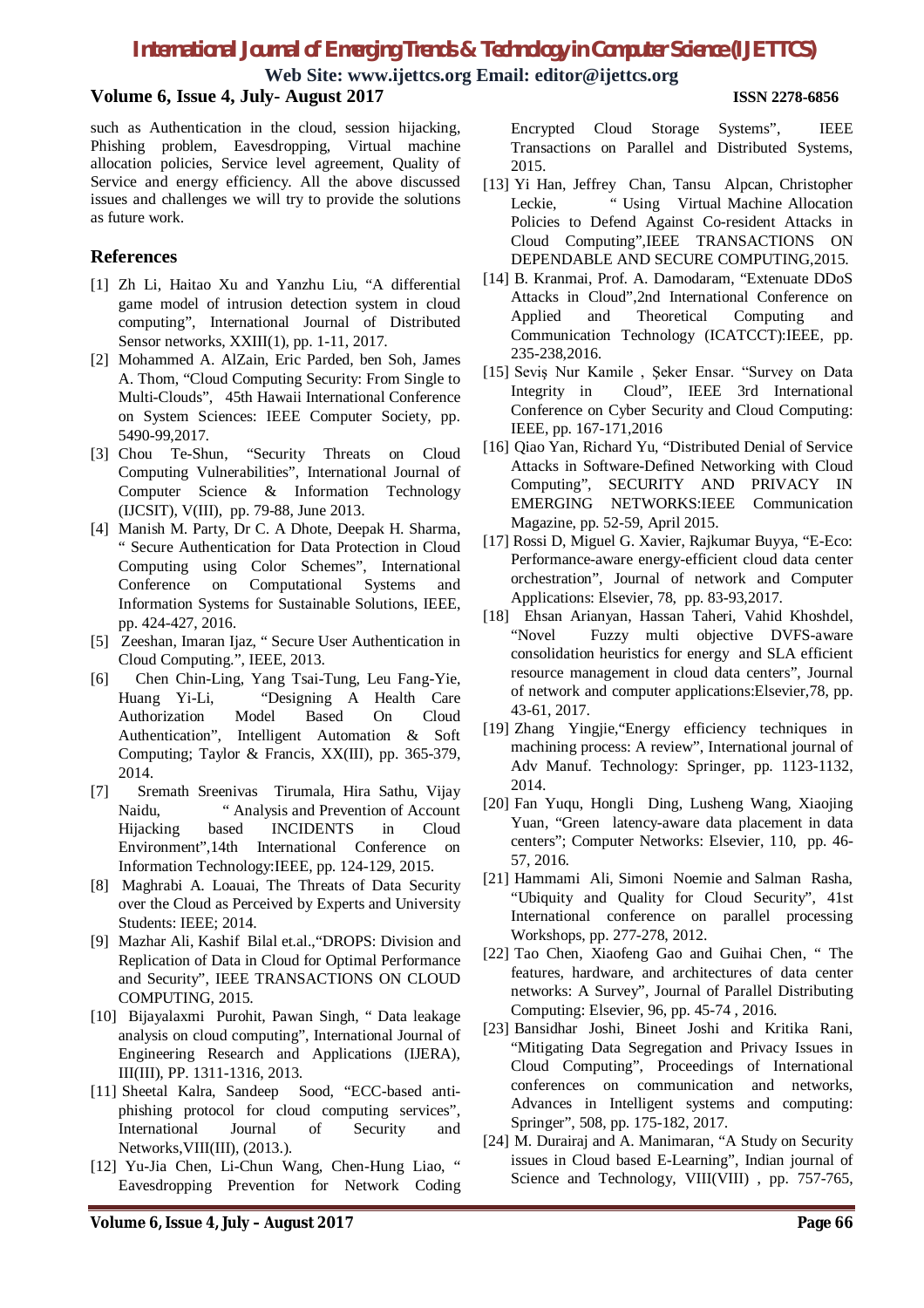such as Authentication in the cloud, session hijacking, Phishing problem, Eavesdropping, Virtual machine allocation policies, Service level agreement, Quality of Service and energy efficiency. All the above discussed issues and challenges we will try to provide the solutions as future work.

## References

[1] Zh Li, Haitao Xu and Yanzhu Liu, "A differential game model of intrusion detection system in cloud computing", International Journal of Distributed Sensor networks, XXIII(1), pp. 1-11, 2017.

[2] Mohammed A. AlZain, Eric Parded, ben Soh, James A. Thom, "Cloud Computing Security: From Single to Multi-Clouds", 45th Hawaii International Conference on System Sciences: IEEE Computer Society, pp. 5490-99,2017.

[3] Chou Te-Shun, "Security Threats on Cloud Computing Vulnerabilities", International Journal of Computer Science & Information Technology (IJCSIT), V(III), pp. 79-88, June 2013.

[4] Manish M. Party, Dr C. A Dhote, Deepak H. Sharma, " Secure Authentication for Data Protection in Cloud Computing using Color Schemes", International Conference on Computational Systems and Information Systems for Sustainable Solutions, IEEE, pp. 424-427, 2016.

[5] Zeeshan, Imaran Ijaz, " Secure User Authentication in Cloud Computing.", IEEE, 2013.

[6] Chen Chin-Ling, Yang Tsai-Tung, Leu Fang-Yie, Huang Yi-Li, "Designing A Health Care Authorization Model Based On Cloud Authentication", Intelligent Automation & Soft Computing; Taylor & Francis, XX(III), pp. 365-379, 2014.

[7] Sremath Sreenivas Tirumala, Hira Sathu, Vijay Naidu, " Analysis and Prevention of Account Hijacking based INCIDENTS in Cloud Environment",14th International Conference on Information Technology:IEEE, pp. 124-129, 2015.

[8] Maghrabi A. Loauai, The Threats of Data Security over the Cloud as Perceived by Experts and University Students: IEEE; 2014.

[9] Mazhar Ali, Kashif Bilal et.al.,"DROPS: Division and Replication of Data in Cloud for Optimal Performance and Security", IEEE TRANSACTIONS ON CLOUD COMPUTING, 2015.

[10] Bijayalaxmi Purohit, Pawan Singh, " Data leakage analysis on cloud computing", International Journal of Engineering Research and Applications (IJERA), III(III), PP. 1311-1316, 2013.

[11] Sheetal Kalra, Sandeep Sood, "ECC-based anti-phishing protocol for cloud computing services", International Journal of Security and Networks,VIII(III), (2013.).

[12] Yu-Jia Chen, Li-Chun Wang, Chen-Hung Liao, " Eavesdropping Prevention for Network Coding Encrypted Cloud Storage Systems", IEEE Transactions on Parallel and Distributed Systems, 2015.

[13] Yi Han, Jeffrey Chan, Tansu Alpcan, Christopher Leckie, " Using Virtual Machine Allocation Policies to Defend Against Co-resident Attacks in Cloud Computing",IEEE TRANSACTIONS ON DEPENDABLE AND SECURE COMPUTING,2015.

[14] B. Kranmai, Prof. A. Damodaram, "Extenuate DDoS Attacks in Cloud",2nd International Conference on Applied and Theoretical Computing and Communication Technology (ICATCCT):IEEE, pp. 235-238,2016.

[15] Seviş Nur Kamile , Şeker Ensar. "Survey on Data Integrity in Cloud", IEEE 3rd International Conference on Cyber Security and Cloud Computing: IEEE, pp. 167-171,2016

[16] Qiao Yan, Richard Yu, "Distributed Denial of Service Attacks in Software-Defined Networking with Cloud Computing", SECURITY AND PRIVACY IN EMERGING NETWORKS:IEEE Communication Magazine, pp. 52-59, April 2015.

[17] Rossi D, Miguel G. Xavier, Rajkumar Buyya, "E-Eco: Performance-aware energy-efficient cloud data center orchestration", Journal of network and Computer Applications: Elsevier, 78, pp. 83-93,2017.

[18] Ehsan Arianyan, Hassan Taheri, Vahid Khoshdel, "Novel Fuzzy multi objective DVFS-aware consolidation heuristics for energy and SLA efficient resource management in cloud data centers", Journal of network and computer applications:Elsevier,78, pp. 43-61, 2017.

[19] Zhang Yingjie,"Energy efficiency techniques in machining process: A review", International journal of Adv Manuf. Technology: Springer, pp. 1123-1132, 2014.

[20] Fan Yuqu, Hongli Ding, Lusheng Wang, Xiaojing Yuan, "Green latency-aware data placement in data centers"; Computer Networks: Elsevier, 110, pp. 46-57, 2016.

[21] Hammami Ali, Simoni Noemie and Salman Rasha, "Ubiquity and Quality for Cloud Security", 41st International conference on parallel processing Workshops, pp. 277-278, 2012.

[22] Tao Chen, Xiaofeng Gao and Guihai Chen, " The features, hardware, and architectures of data center networks: A Survey", Journal of Parallel Distributing Computing: Elsevier, 96, pp. 45-74 , 2016.

[23] Bansidhar Joshi, Bineet Joshi and Kritika Rani, "Mitigating Data Segregation and Privacy Issues in Cloud Computing", Proceedings of International conferences on communication and networks, Advances in Intelligent systems and computing: Springer", 508, pp. 175-182, 2017.

[24] M. Durairaj and A. Manimaran, "A Study on Security issues in Cloud based E-Learning", Indian journal of Science and Technology, VIII(VIII) , pp. 757-765,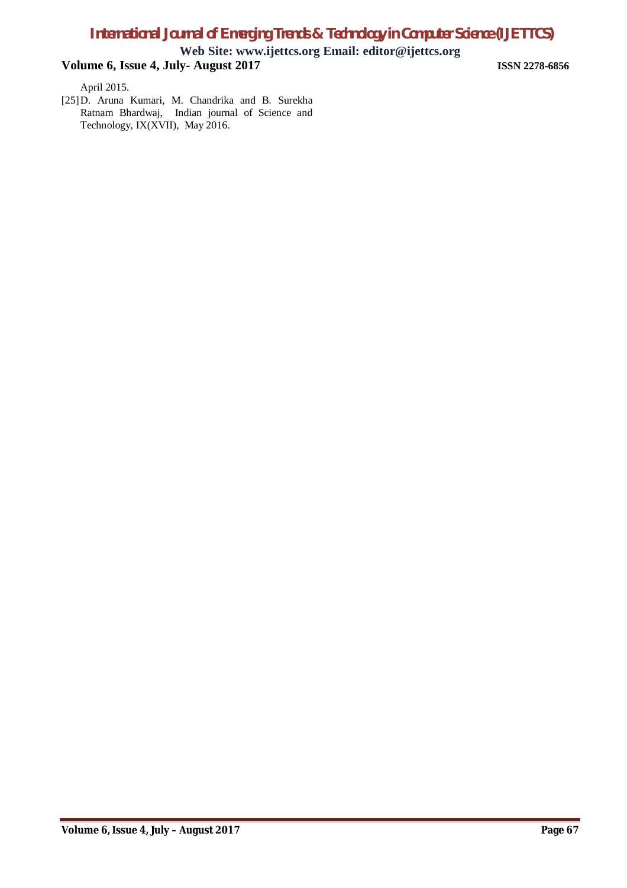April 2015.

[25] D. Aruna Kumari, M. Chandrika and B. Surekha Ratnam Bhardwaj, Indian journal of Science and Technology, IX(XVII), May 2016.